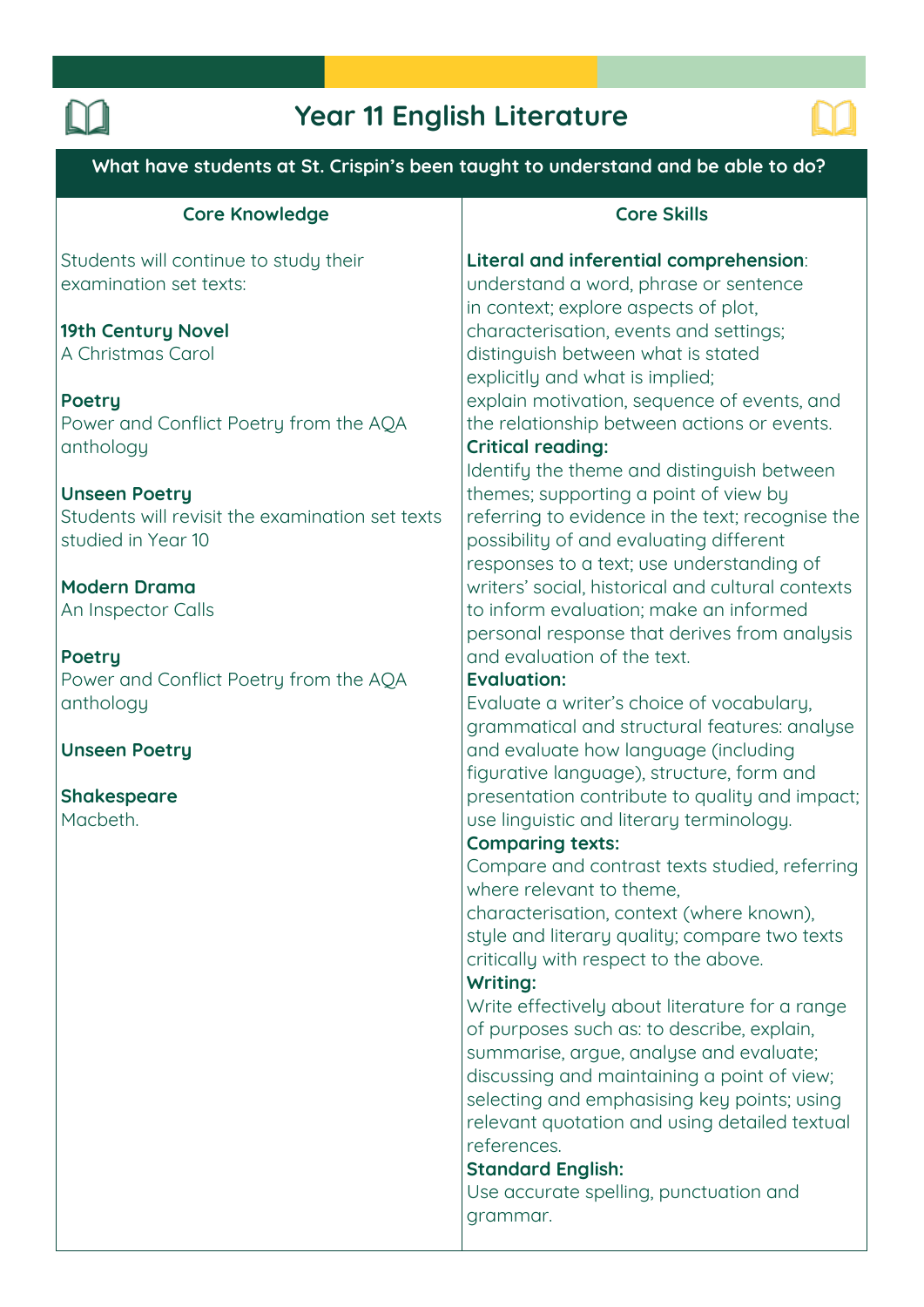# Year 11 English Literature

**What have students at St. Crispin's been taught to understand and be able to do?**

| Core Knowledge | Core Skills |
| --- | --- |
| Students will continue to study their examination set texts:<br><br>**19th Century Novel**<br>A Christmas Carol<br><br>**Poetry**<br>Power and Conflict Poetry from the AQA anthology<br><br>**Unseen Poetry**<br>Students will revisit the examination set texts studied in Year 10<br><br>**Modern Drama**<br>An Inspector Calls<br><br>**Poetry**<br>Power and Conflict Poetry from the AQA anthology<br><br>**Unseen Poetry**<br><br>**Shakespeare**<br>Macbeth. | **Literal and inferential comprehension**: understand a word, phrase or sentence in context; explore aspects of plot, characterisation, events and settings; distinguish between what is stated explicitly and what is implied; explain motivation, sequence of events, and the relationship between actions or events.<br>**Critical reading:**<br>Identify the theme and distinguish between themes; supporting a point of view by referring to evidence in the text; recognise the possibility of and evaluating different responses to a text; use understanding of writers' social, historical and cultural contexts to inform evaluation; make an informed personal response that derives from analysis and evaluation of the text.<br>**Evaluation:**<br>Evaluate a writer's choice of vocabulary, grammatical and structural features: analyse and evaluate how language (including figurative language), structure, form and presentation contribute to quality and impact; use linguistic and literary terminology.<br>**Comparing texts:**<br>Compare and contrast texts studied, referring where relevant to theme, characterisation, context (where known), style and literary quality; compare two texts critically with respect to the above.<br>**Writing:**<br>Write effectively about literature for a range of purposes such as: to describe, explain, summarise, argue, analyse and evaluate; discussing and maintaining a point of view; selecting and emphasising key points; using relevant quotation and using detailed textual references.<br>**Standard English:**<br>Use accurate spelling, punctuation and grammar. |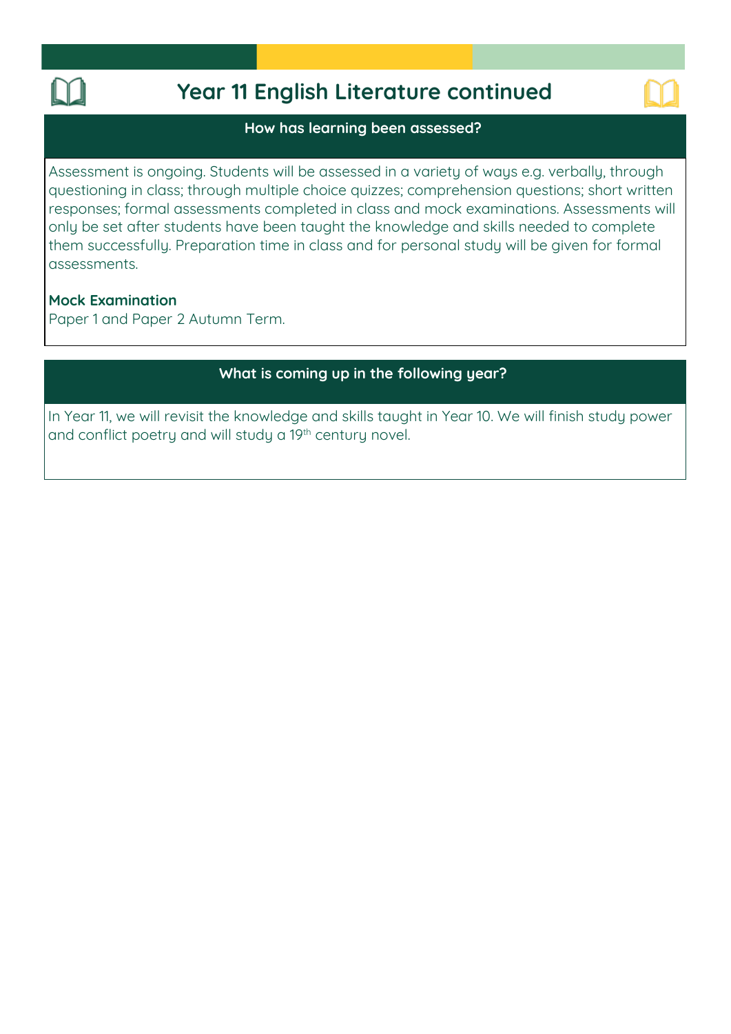# Year 11 English Literature continued

## How has learning been assessed?

Assessment is ongoing. Students will be assessed in a variety of ways e.g. verbally, through questioning in class; through multiple choice quizzes; comprehension questions; short written responses; formal assessments completed in class and mock examinations. Assessments will only be set after students have been taught the knowledge and skills needed to complete them successfully. Preparation time in class and for personal study will be given for formal assessments.

**Mock Examination**

Paper 1 and Paper 2 Autumn Term.

## What is coming up in the following year?

In Year 11, we will revisit the knowledge and skills taught in Year 10. We will finish study power and conflict poetry and will study a 19th century novel.